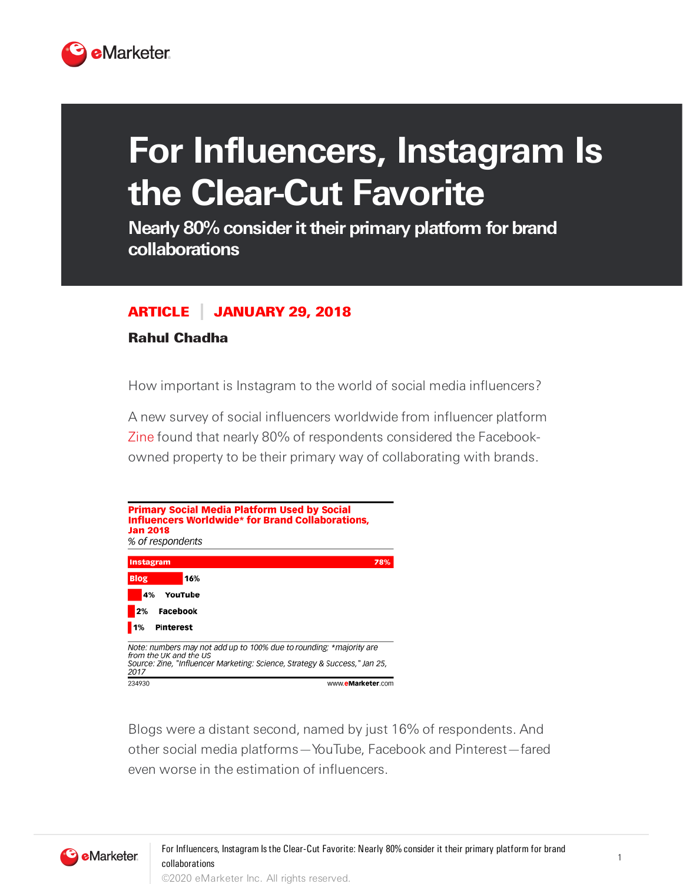# For Influencers, Instagram Is the Clear-Cut Favorite

## Nearly 80% consider it their primary platform for brand collaborations

**ARTICLE | JANUARY 29, 2018**

**Rahul Chadha**

How important is Instagram to the world of social media influencers?

A new survey of social influencers worldwide from influencer platform Zine found that nearly 80% of respondents considered the Facebook-owned property to be their primary way of collaborating with brands.

**Primary Social Media Platform Used by Social Influencers Worldwide* for Brand Collaborations, Jan 2018**

*% of respondents*

| Platform | % of respondents |
| --- | --- |
| Instagram | 78% |
| Blog | 16% |
| YouTube | 4% |
| Facebook | 2% |
| Pinterest | 1% |

*Note: numbers may not add up to 100% due to rounding; *majority are from the UK and the US*
*Source: Zine, "Influencer Marketing: Science, Strategy & Success," Jan 25, 2017*
234930 www.eMarketer.com

Blogs were a distant second, named by just 16% of respondents. And other social media platforms—YouTube, Facebook and Pinterest—fared even worse in the estimation of influencers.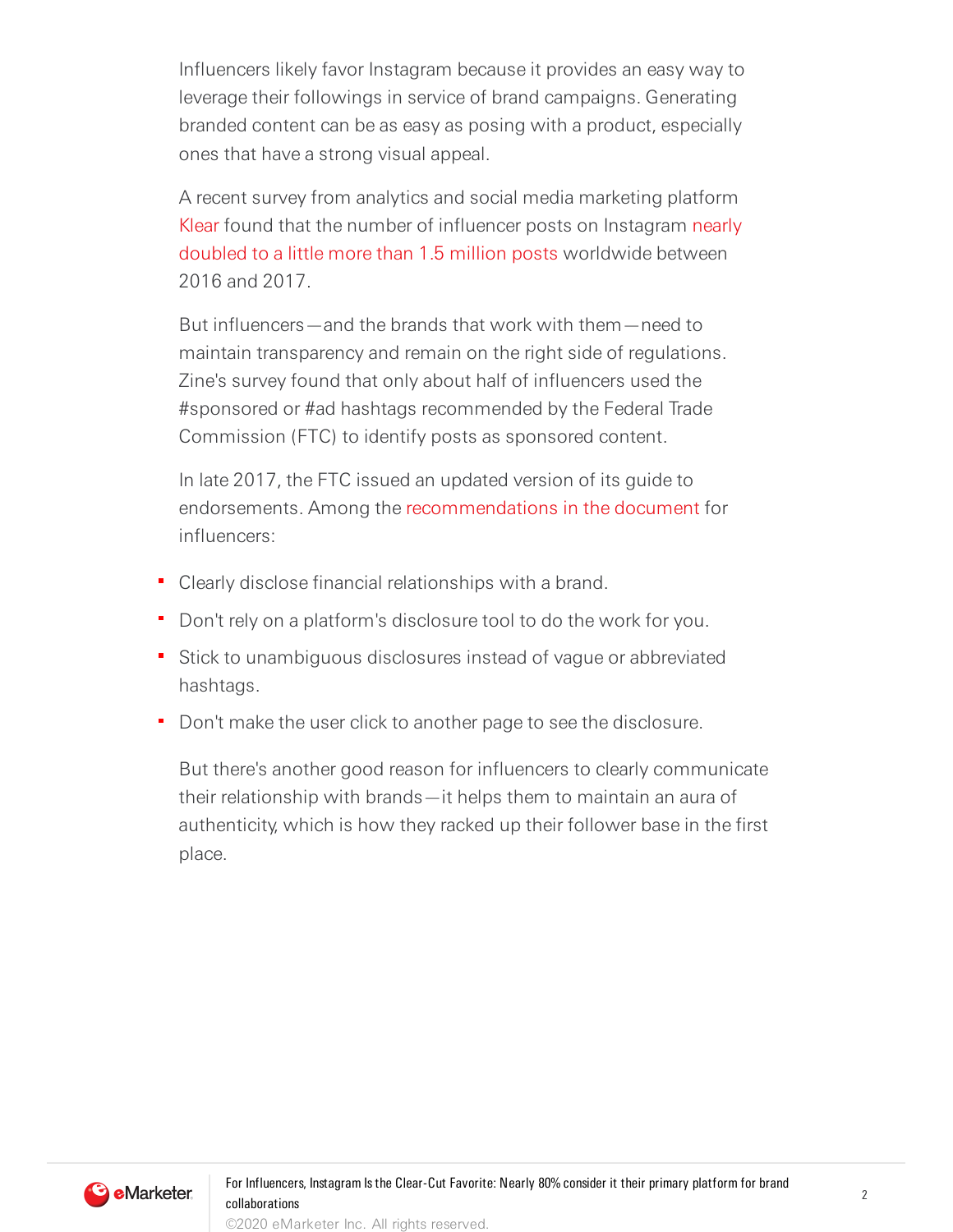Influencers likely favor Instagram because it provides an easy way to leverage their followings in service of brand campaigns. Generating branded content can be as easy as posing with a product, especially ones that have a strong visual appeal.

A recent survey from analytics and social media marketing platform Klear found that the number of influencer posts on Instagram nearly doubled to a little more than 1.5 million posts worldwide between 2016 and 2017.

But influencers—and the brands that work with them—need to maintain transparency and remain on the right side of regulations. Zine's survey found that only about half of influencers used the #sponsored or #ad hashtags recommended by the Federal Trade Commission (FTC) to identify posts as sponsored content.

In late 2017, the FTC issued an updated version of its guide to endorsements. Among the recommendations in the document for influencers:

- Clearly disclose financial relationships with a brand.
- Don't rely on a platform's disclosure tool to do the work for you.
- Stick to unambiguous disclosures instead of vague or abbreviated hashtags.
- Don't make the user click to another page to see the disclosure.

But there's another good reason for influencers to clearly communicate their relationship with brands—it helps them to maintain an aura of authenticity, which is how they racked up their follower base in the first place.